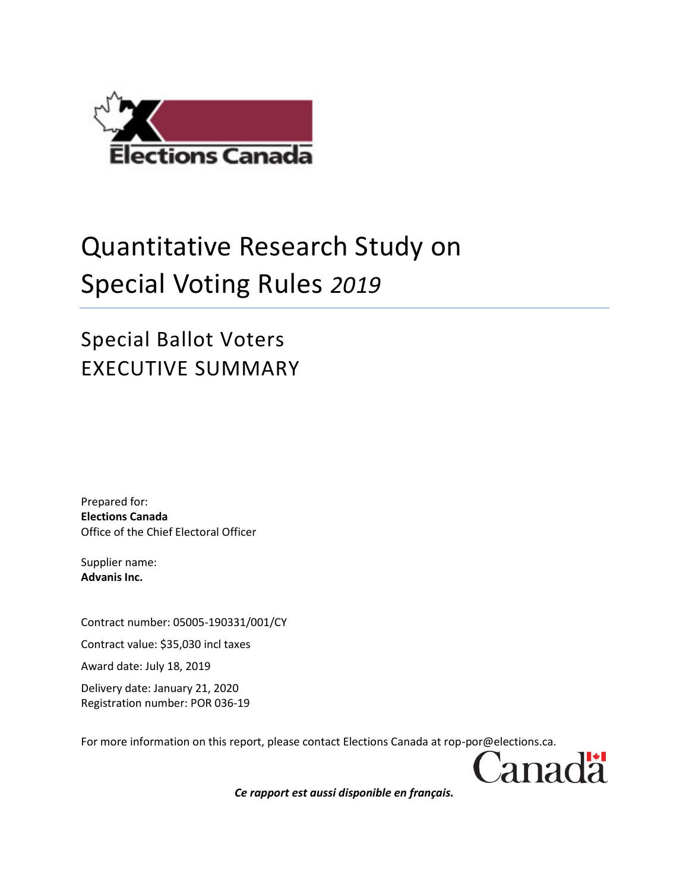# Quantitative Research Study on Special Voting Rules *2019*

## Special Ballot Voters
## EXECUTIVE SUMMARY

Prepared for:
**Elections Canada**
Office of the Chief Electoral Officer

Supplier name:
**Advanis Inc.**

Contract number: 05005-190331/001/CY

Contract value: $35,030 incl taxes

Award date: July 18, 2019

Delivery date: January 21, 2020
Registration number: POR 036-19

For more information on this report, please contact Elections Canada at rop-por@elections.ca.

*Ce rapport est aussi disponible en français.*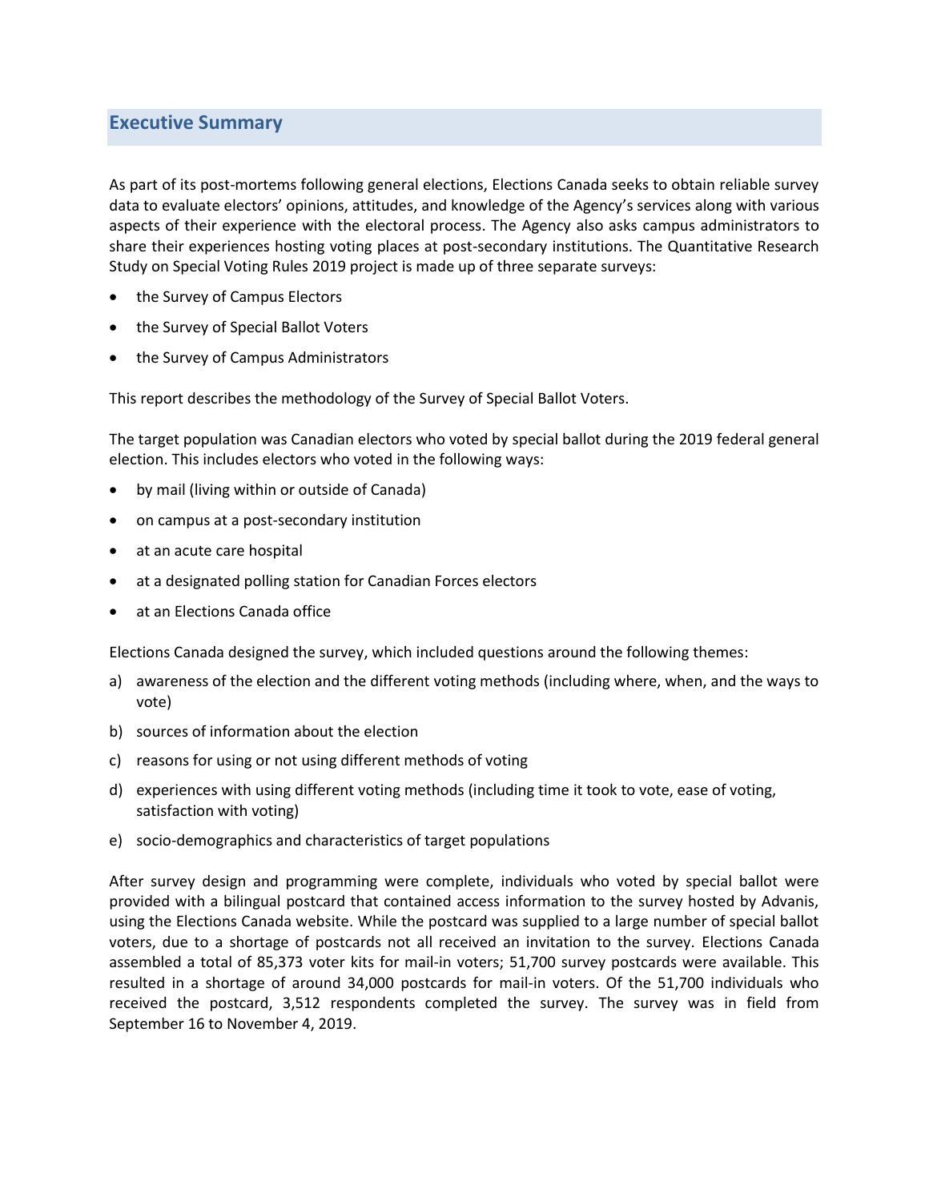## Executive Summary

As part of its post-mortems following general elections, Elections Canada seeks to obtain reliable survey data to evaluate electors' opinions, attitudes, and knowledge of the Agency's services along with various aspects of their experience with the electoral process. The Agency also asks campus administrators to share their experiences hosting voting places at post-secondary institutions. The Quantitative Research Study on Special Voting Rules 2019 project is made up of three separate surveys:

- the Survey of Campus Electors
- the Survey of Special Ballot Voters
- the Survey of Campus Administrators

This report describes the methodology of the Survey of Special Ballot Voters.

The target population was Canadian electors who voted by special ballot during the 2019 federal general election. This includes electors who voted in the following ways:

- by mail (living within or outside of Canada)
- on campus at a post-secondary institution
- at an acute care hospital
- at a designated polling station for Canadian Forces electors
- at an Elections Canada office

Elections Canada designed the survey, which included questions around the following themes:

a) awareness of the election and the different voting methods (including where, when, and the ways to vote)
b) sources of information about the election
c) reasons for using or not using different methods of voting
d) experiences with using different voting methods (including time it took to vote, ease of voting, satisfaction with voting)
e) socio-demographics and characteristics of target populations

After survey design and programming were complete, individuals who voted by special ballot were provided with a bilingual postcard that contained access information to the survey hosted by Advanis, using the Elections Canada website. While the postcard was supplied to a large number of special ballot voters, due to a shortage of postcards not all received an invitation to the survey. Elections Canada assembled a total of 85,373 voter kits for mail-in voters; 51,700 survey postcards were available. This resulted in a shortage of around 34,000 postcards for mail-in voters. Of the 51,700 individuals who received the postcard, 3,512 respondents completed the survey. The survey was in field from September 16 to November 4, 2019.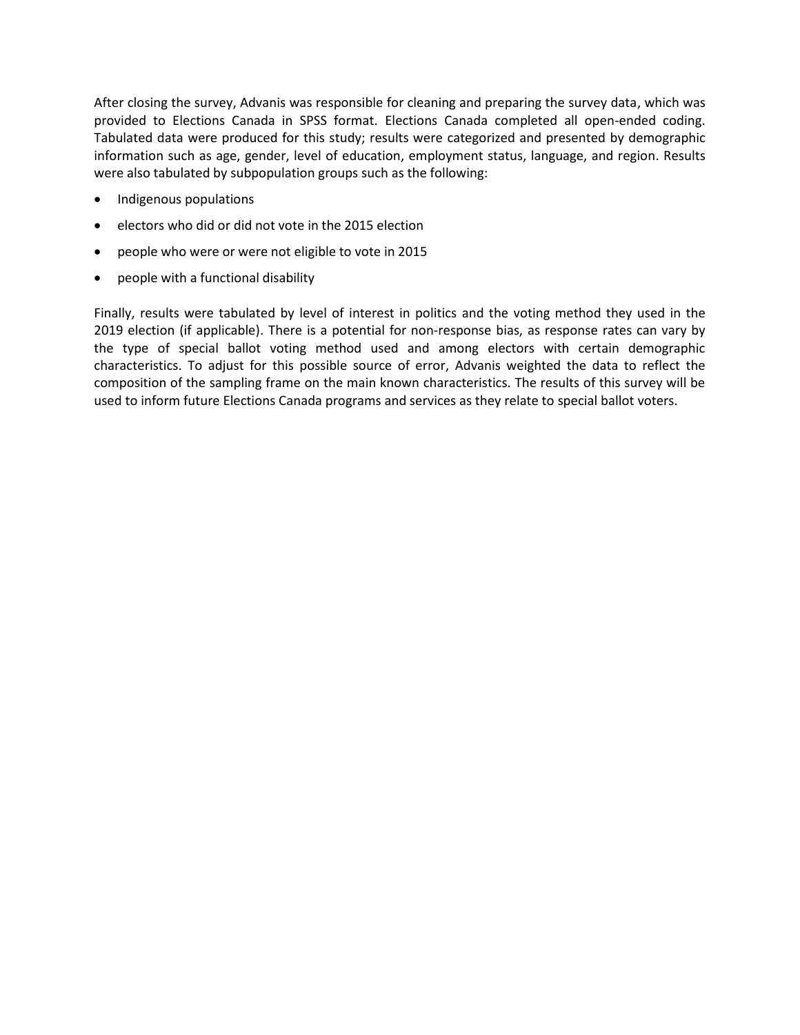After closing the survey, Advanis was responsible for cleaning and preparing the survey data, which was provided to Elections Canada in SPSS format. Elections Canada completed all open-ended coding. Tabulated data were produced for this study; results were categorized and presented by demographic information such as age, gender, level of education, employment status, language, and region. Results were also tabulated by subpopulation groups such as the following:

- Indigenous populations
- electors who did or did not vote in the 2015 election
- people who were or were not eligible to vote in 2015
- people with a functional disability

Finally, results were tabulated by level of interest in politics and the voting method they used in the 2019 election (if applicable). There is a potential for non-response bias, as response rates can vary by the type of special ballot voting method used and among electors with certain demographic characteristics. To adjust for this possible source of error, Advanis weighted the data to reflect the composition of the sampling frame on the main known characteristics. The results of this survey will be used to inform future Elections Canada programs and services as they relate to special ballot voters.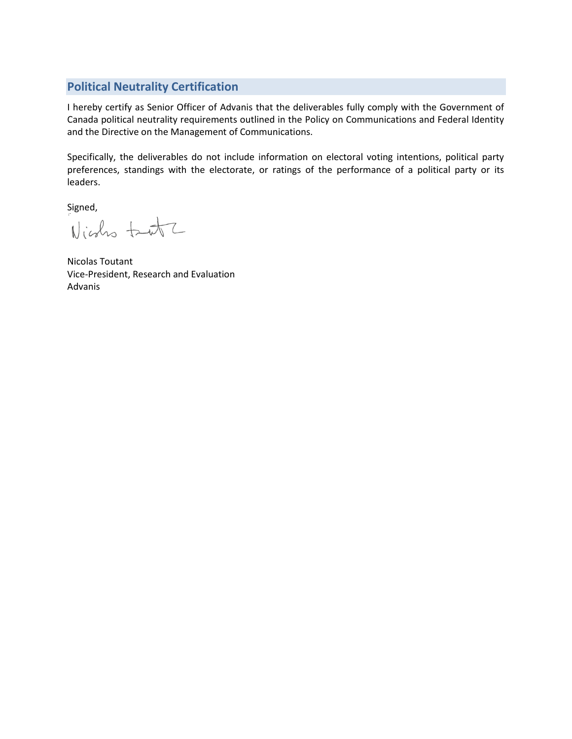## Political Neutrality Certification

I hereby certify as Senior Officer of Advanis that the deliverables fully comply with the Government of Canada political neutrality requirements outlined in the Policy on Communications and Federal Identity and the Directive on the Management of Communications.

Specifically, the deliverables do not include information on electoral voting intentions, political party preferences, standings with the electorate, or ratings of the performance of a political party or its leaders.

Signed,

Nicolas Toutant
Vice-President, Research and Evaluation
Advanis